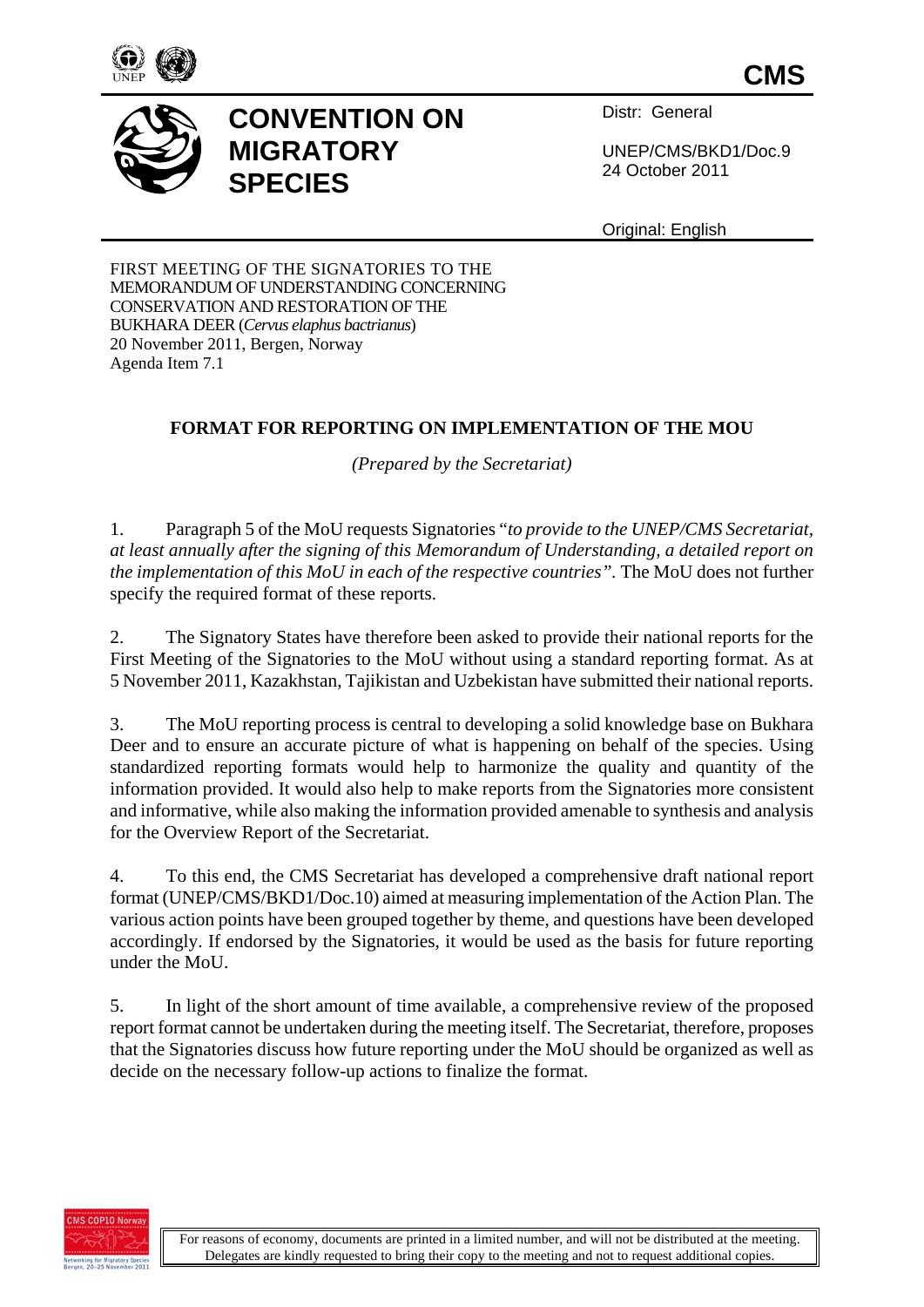**CMS**

# CONVENTION ON MIGRATORY SPECIES

Distr: General

UNEP/CMS/BKD1/Doc.9
24 October 2011

Original: English

FIRST MEETING OF THE SIGNATORIES TO THE MEMORANDUM OF UNDERSTANDING CONCERNING CONSERVATION AND RESTORATION OF THE BUKHARA DEER (*Cervus elaphus bactrianus*)
20 November 2011, Bergen, Norway
Agenda Item 7.1

## FORMAT FOR REPORTING ON IMPLEMENTATION OF THE MOU

*(Prepared by the Secretariat)*

1. Paragraph 5 of the MoU requests Signatories "*to provide to the UNEP/CMS Secretariat, at least annually after the signing of this Memorandum of Understanding, a detailed report on the implementation of this MoU in each of the respective countries"*. The MoU does not further specify the required format of these reports.

2. The Signatory States have therefore been asked to provide their national reports for the First Meeting of the Signatories to the MoU without using a standard reporting format. As at 5 November 2011, Kazakhstan, Tajikistan and Uzbekistan have submitted their national reports.

3. The MoU reporting process is central to developing a solid knowledge base on Bukhara Deer and to ensure an accurate picture of what is happening on behalf of the species. Using standardized reporting formats would help to harmonize the quality and quantity of the information provided. It would also help to make reports from the Signatories more consistent and informative, while also making the information provided amenable to synthesis and analysis for the Overview Report of the Secretariat.

4. To this end, the CMS Secretariat has developed a comprehensive draft national report format (UNEP/CMS/BKD1/Doc.10) aimed at measuring implementation of the Action Plan. The various action points have been grouped together by theme, and questions have been developed accordingly. If endorsed by the Signatories, it would be used as the basis for future reporting under the MoU.

5. In light of the short amount of time available, a comprehensive review of the proposed report format cannot be undertaken during the meeting itself. The Secretariat, therefore, proposes that the Signatories discuss how future reporting under the MoU should be organized as well as decide on the necessary follow-up actions to finalize the format.

For reasons of economy, documents are printed in a limited number, and will not be distributed at the meeting. Delegates are kindly requested to bring their copy to the meeting and not to request additional copies.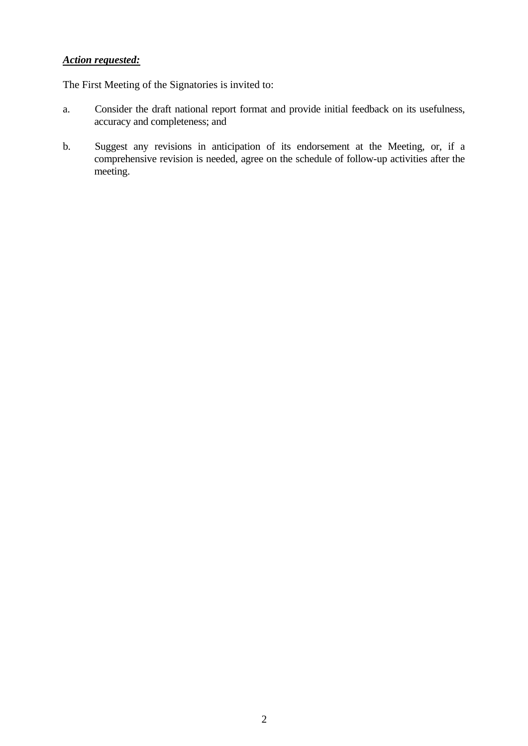***Action requested:***

The First Meeting of the Signatories is invited to:

a. Consider the draft national report format and provide initial feedback on its usefulness, accuracy and completeness; and

b. Suggest any revisions in anticipation of its endorsement at the Meeting, or, if a comprehensive revision is needed, agree on the schedule of follow-up activities after the meeting.